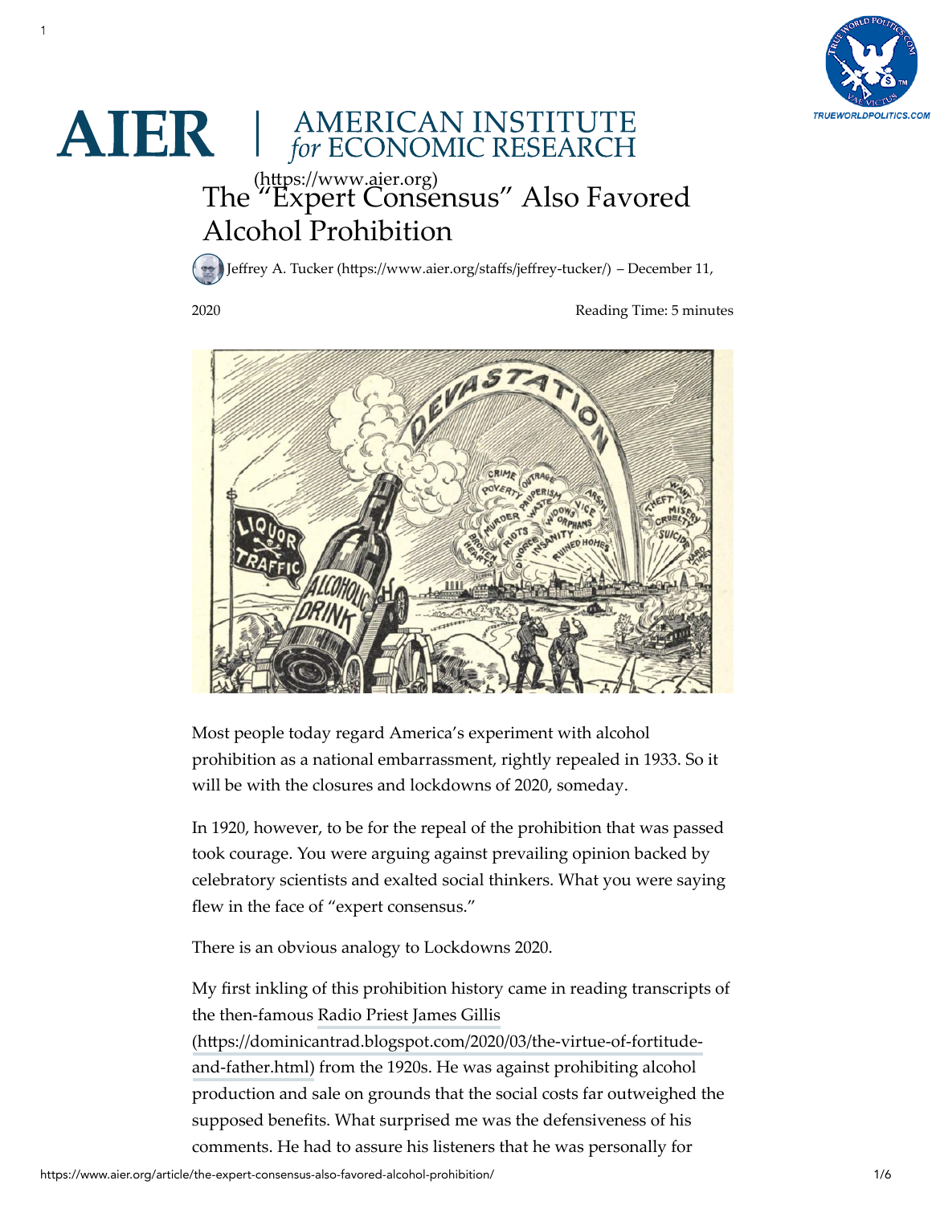AIER | AMERICAN INSTITUTE *for* ECONOMIC RESEARCH (https://www.aier.org)

# The "Expert Consensus" Also Favored Alcohol Prohibition

Jeffrey A. Tucker (https://www.aier.org/staffs/jeffrey-tucker/) – December 11, 2020

Reading Time: 5 minutes

Most people today regard America's experiment with alcohol prohibition as a national embarrassment, rightly repealed in 1933. So it will be with the closures and lockdowns of 2020, someday.

In 1920, however, to be for the repeal of the prohibition that was passed took courage. You were arguing against prevailing opinion backed by celebratory scientists and exalted social thinkers. What you were saying flew in the face of "expert consensus."

There is an obvious analogy to Lockdowns 2020.

My first inkling of this prohibition history came in reading transcripts of the then-famous Radio Priest James Gillis (https://dominicantrad.blogspot.com/2020/03/the-virtue-of-fortitude-and-father.html) from the 1920s. He was against prohibiting alcohol production and sale on grounds that the social costs far outweighed the supposed benefits. What surprised me was the defensiveness of his comments. He had to assure his listeners that he was personally for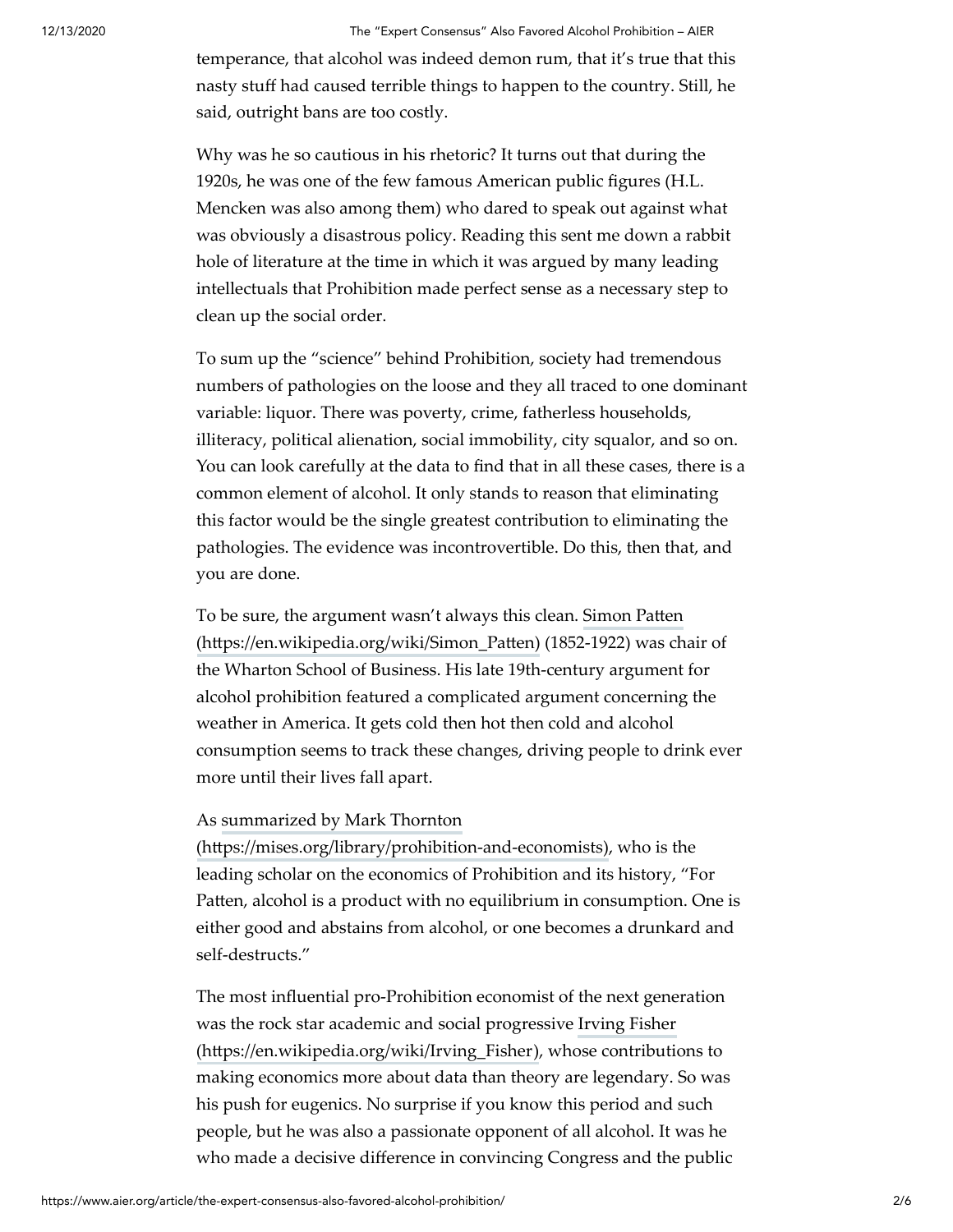temperance, that alcohol was indeed demon rum, that it's true that this nasty stuff had caused terrible things to happen to the country. Still, he said, outright bans are too costly.

Why was he so cautious in his rhetoric? It turns out that during the 1920s, he was one of the few famous American public figures (H.L. Mencken was also among them) who dared to speak out against what was obviously a disastrous policy. Reading this sent me down a rabbit hole of literature at the time in which it was argued by many leading intellectuals that Prohibition made perfect sense as a necessary step to clean up the social order.

To sum up the "science" behind Prohibition, society had tremendous numbers of pathologies on the loose and they all traced to one dominant variable: liquor. There was poverty, crime, fatherless households, illiteracy, political alienation, social immobility, city squalor, and so on. You can look carefully at the data to find that in all these cases, there is a common element of alcohol. It only stands to reason that eliminating this factor would be the single greatest contribution to eliminating the pathologies. The evidence was incontrovertible. Do this, then that, and you are done.

To be sure, the argument wasn't always this clean. [Simon Patten (https://en.wikipedia.org/wiki/Simon_Patten)](https://en.wikipedia.org/wiki/Simon_Patten) (1852-1922) was chair of the Wharton School of Business. His late 19th-century argument for alcohol prohibition featured a complicated argument concerning the weather in America. It gets cold then hot then cold and alcohol consumption seems to track these changes, driving people to drink ever more until their lives fall apart.

As [summarized by Mark Thornton (https://mises.org/library/prohibition-and-economists)](https://mises.org/library/prohibition-and-economists), who is the leading scholar on the economics of Prohibition and its history, "For Patten, alcohol is a product with no equilibrium in consumption. One is either good and abstains from alcohol, or one becomes a drunkard and self-destructs."

The most influential pro-Prohibition economist of the next generation was the rock star academic and social progressive [Irving Fisher (https://en.wikipedia.org/wiki/Irving_Fisher)](https://en.wikipedia.org/wiki/Irving_Fisher), whose contributions to making economics more about data than theory are legendary. So was his push for eugenics. No surprise if you know this period and such people, but he was also a passionate opponent of all alcohol. It was he who made a decisive difference in convincing Congress and the public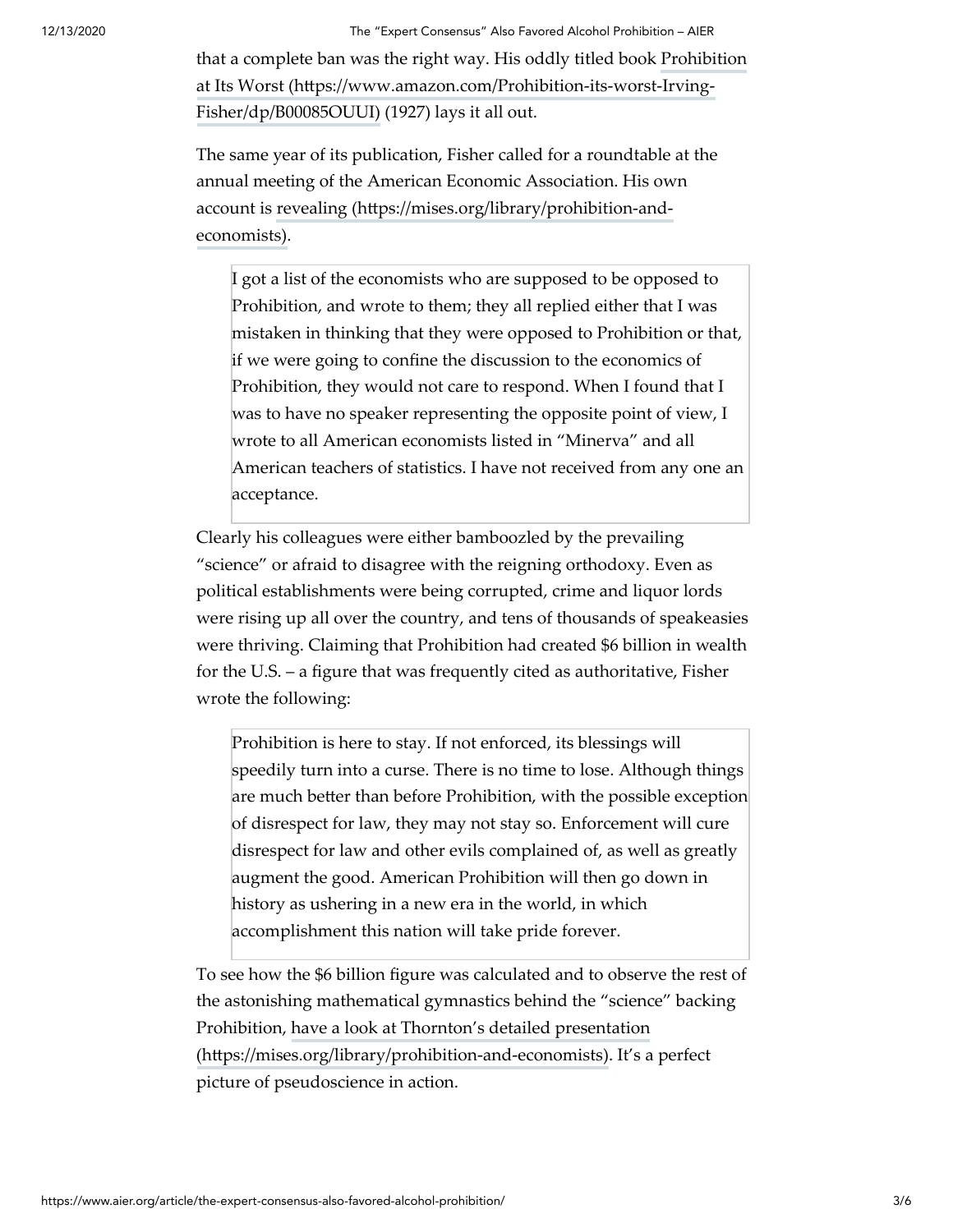that a complete ban was the right way. His oddly titled book Prohibition at Its Worst (https://www.amazon.com/Prohibition-its-worst-Irving-Fisher/dp/B00085OUUI) (1927) lays it all out.

The same year of its publication, Fisher called for a roundtable at the annual meeting of the American Economic Association. His own account is revealing (https://mises.org/library/prohibition-and-economists).

> I got a list of the economists who are supposed to be opposed to Prohibition, and wrote to them; they all replied either that I was mistaken in thinking that they were opposed to Prohibition or that, if we were going to confine the discussion to the economics of Prohibition, they would not care to respond. When I found that I was to have no speaker representing the opposite point of view, I wrote to all American economists listed in "Minerva" and all American teachers of statistics. I have not received from any one an acceptance.

Clearly his colleagues were either bamboozled by the prevailing "science" or afraid to disagree with the reigning orthodoxy. Even as political establishments were being corrupted, crime and liquor lords were rising up all over the country, and tens of thousands of speakeasies were thriving. Claiming that Prohibition had created $6 billion in wealth for the U.S. – a figure that was frequently cited as authoritative, Fisher wrote the following:

> Prohibition is here to stay. If not enforced, its blessings will speedily turn into a curse. There is no time to lose. Although things are much better than before Prohibition, with the possible exception of disrespect for law, they may not stay so. Enforcement will cure disrespect for law and other evils complained of, as well as greatly augment the good. American Prohibition will then go down in history as ushering in a new era in the world, in which accomplishment this nation will take pride forever.

To see how the $6 billion figure was calculated and to observe the rest of the astonishing mathematical gymnastics behind the "science" backing Prohibition, have a look at Thornton's detailed presentation (https://mises.org/library/prohibition-and-economists). It's a perfect picture of pseudoscience in action.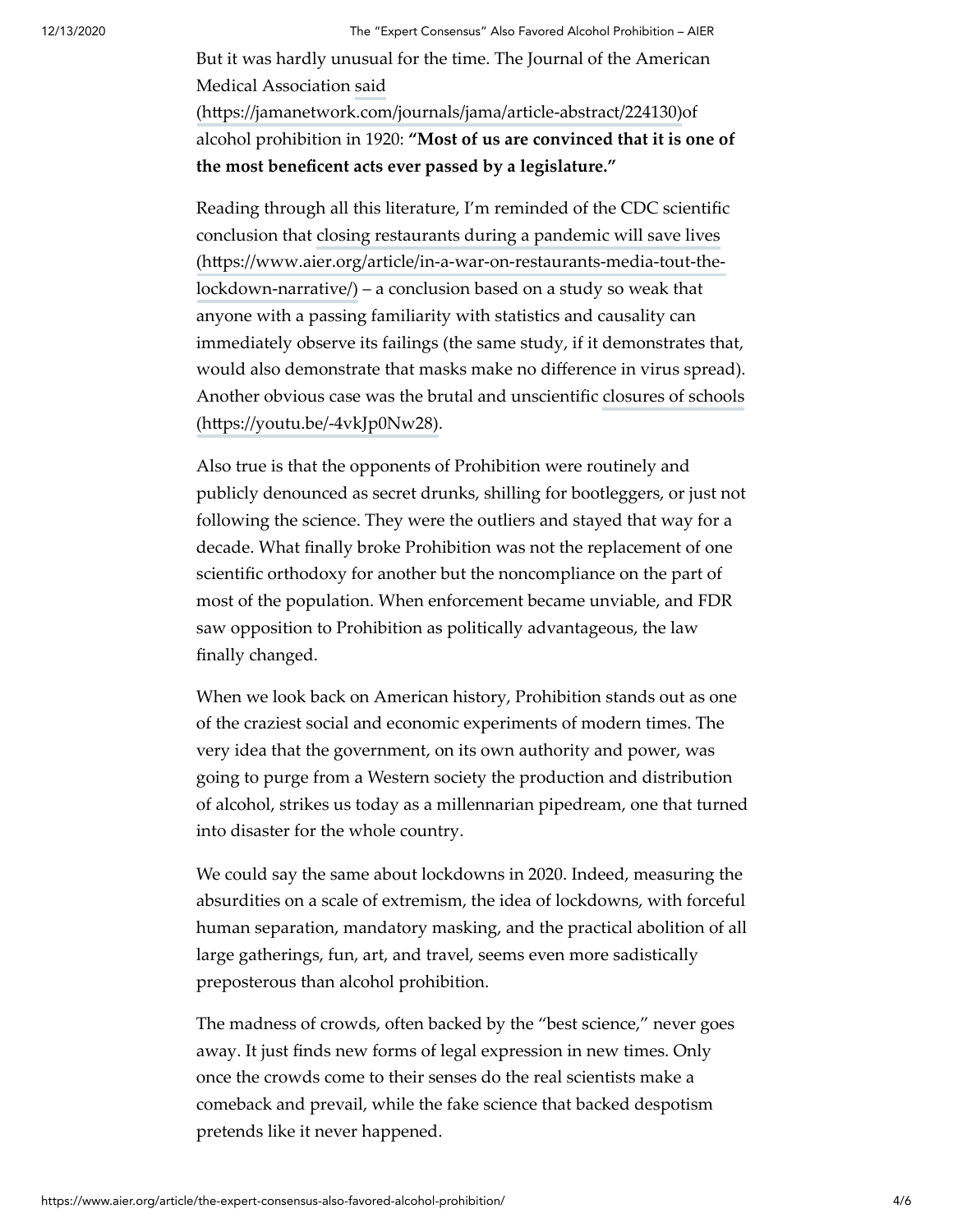But it was hardly unusual for the time. The Journal of the American Medical Association said (https://jamanetwork.com/journals/jama/article-abstract/224130)of alcohol prohibition in 1920: **"Most of us are convinced that it is one of the most beneficent acts ever passed by a legislature."**

Reading through all this literature, I'm reminded of the CDC scientific conclusion that closing restaurants during a pandemic will save lives (https://www.aier.org/article/in-a-war-on-restaurants-media-tout-the-lockdown-narrative/) – a conclusion based on a study so weak that anyone with a passing familiarity with statistics and causality can immediately observe its failings (the same study, if it demonstrates that, would also demonstrate that masks make no difference in virus spread). Another obvious case was the brutal and unscientific closures of schools (https://youtu.be/-4vkJp0Nw28).

Also true is that the opponents of Prohibition were routinely and publicly denounced as secret drunks, shilling for bootleggers, or just not following the science. They were the outliers and stayed that way for a decade. What finally broke Prohibition was not the replacement of one scientific orthodoxy for another but the noncompliance on the part of most of the population. When enforcement became unviable, and FDR saw opposition to Prohibition as politically advantageous, the law finally changed.

When we look back on American history, Prohibition stands out as one of the craziest social and economic experiments of modern times. The very idea that the government, on its own authority and power, was going to purge from a Western society the production and distribution of alcohol, strikes us today as a millennarian pipedream, one that turned into disaster for the whole country.

We could say the same about lockdowns in 2020. Indeed, measuring the absurdities on a scale of extremism, the idea of lockdowns, with forceful human separation, mandatory masking, and the practical abolition of all large gatherings, fun, art, and travel, seems even more sadistically preposterous than alcohol prohibition.

The madness of crowds, often backed by the "best science," never goes away. It just finds new forms of legal expression in new times. Only once the crowds come to their senses do the real scientists make a comeback and prevail, while the fake science that backed despotism pretends like it never happened.